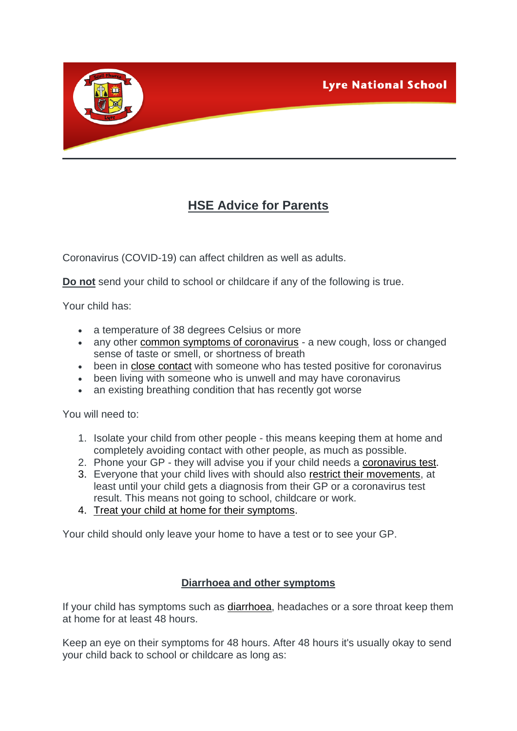Lyre National School

# HSE Advice for Parents

Coronavirus (COVID-19) can affect children as well as adults.

**Do not** send your child to school or childcare if any of the following is true.

Your child has:

- a temperature of 38 degrees Celsius or more
- any other common symptoms of coronavirus - a new cough, loss or changed sense of taste or smell, or shortness of breath
- been in close contact with someone who has tested positive for coronavirus
- been living with someone who is unwell and may have coronavirus
- an existing breathing condition that has recently got worse

You will need to:

1. Isolate your child from other people - this means keeping them at home and completely avoiding contact with other people, as much as possible.
2. Phone your GP - they will advise you if your child needs a coronavirus test.
3. Everyone that your child lives with should also restrict their movements, at least until your child gets a diagnosis from their GP or a coronavirus test result. This means not going to school, childcare or work.
4. Treat your child at home for their symptoms.

Your child should only leave your home to have a test or to see your GP.

## Diarrhoea and other symptoms

If your child has symptoms such as diarrhoea, headaches or a sore throat keep them at home for at least 48 hours.

Keep an eye on their symptoms for 48 hours. After 48 hours it's usually okay to send your child back to school or childcare as long as: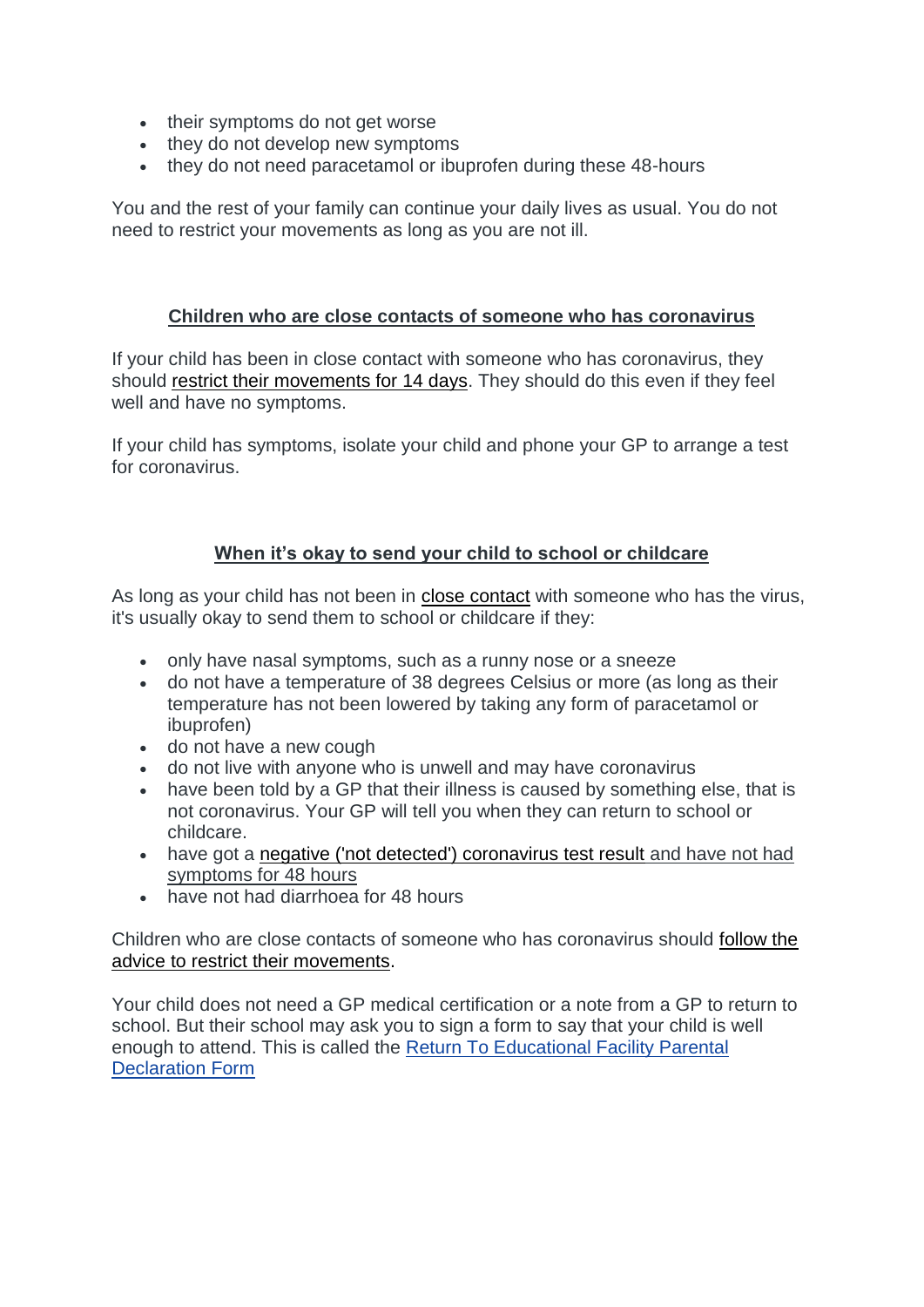- their symptoms do not get worse
- they do not develop new symptoms
- they do not need paracetamol or ibuprofen during these 48-hours

You and the rest of your family can continue your daily lives as usual. You do not need to restrict your movements as long as you are not ill.

## Children who are close contacts of someone who has coronavirus

If your child has been in close contact with someone who has coronavirus, they should restrict their movements for 14 days. They should do this even if they feel well and have no symptoms.

If your child has symptoms, isolate your child and phone your GP to arrange a test for coronavirus.

## When it's okay to send your child to school or childcare

As long as your child has not been in close contact with someone who has the virus, it's usually okay to send them to school or childcare if they:

- only have nasal symptoms, such as a runny nose or a sneeze
- do not have a temperature of 38 degrees Celsius or more (as long as their temperature has not been lowered by taking any form of paracetamol or ibuprofen)
- do not have a new cough
- do not live with anyone who is unwell and may have coronavirus
- have been told by a GP that their illness is caused by something else, that is not coronavirus. Your GP will tell you when they can return to school or childcare.
- have got a negative ('not detected') coronavirus test result and have not had symptoms for 48 hours
- have not had diarrhoea for 48 hours

Children who are close contacts of someone who has coronavirus should follow the advice to restrict their movements.

Your child does not need a GP medical certification or a note from a GP to return to school. But their school may ask you to sign a form to say that your child is well enough to attend. This is called the Return To Educational Facility Parental Declaration Form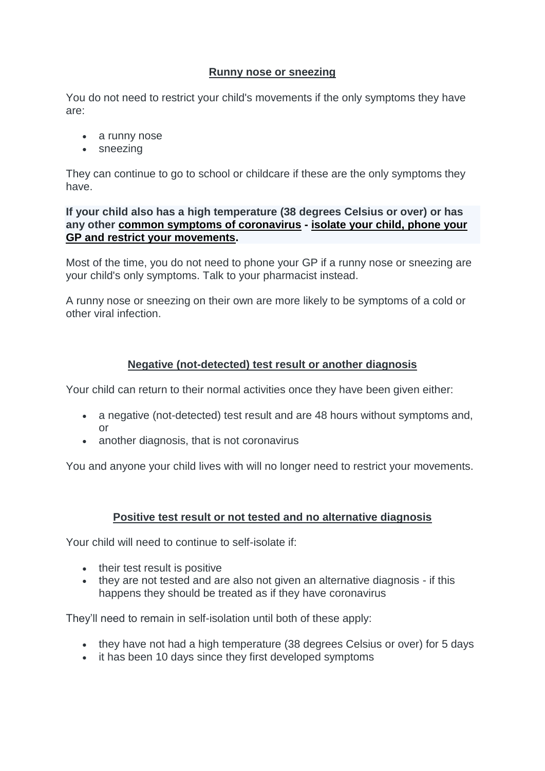### Runny nose or sneezing

You do not need to restrict your child's movements if the only symptoms they have are:

- a runny nose
- sneezing

They can continue to go to school or childcare if these are the only symptoms they have.

**If your child also has a high temperature (38 degrees Celsius or over) or has any other common symptoms of coronavirus - isolate your child, phone your GP and restrict your movements.**

Most of the time, you do not need to phone your GP if a runny nose or sneezing are your child's only symptoms. Talk to your pharmacist instead.

A runny nose or sneezing on their own are more likely to be symptoms of a cold or other viral infection.

### Negative (not-detected) test result or another diagnosis

Your child can return to their normal activities once they have been given either:

- a negative (not-detected) test result and are 48 hours without symptoms and, or
- another diagnosis, that is not coronavirus

You and anyone your child lives with will no longer need to restrict your movements.

### Positive test result or not tested and no alternative diagnosis

Your child will need to continue to self-isolate if:

- their test result is positive
- they are not tested and are also not given an alternative diagnosis - if this happens they should be treated as if they have coronavirus

They'll need to remain in self-isolation until both of these apply:

- they have not had a high temperature (38 degrees Celsius or over) for 5 days
- it has been 10 days since they first developed symptoms